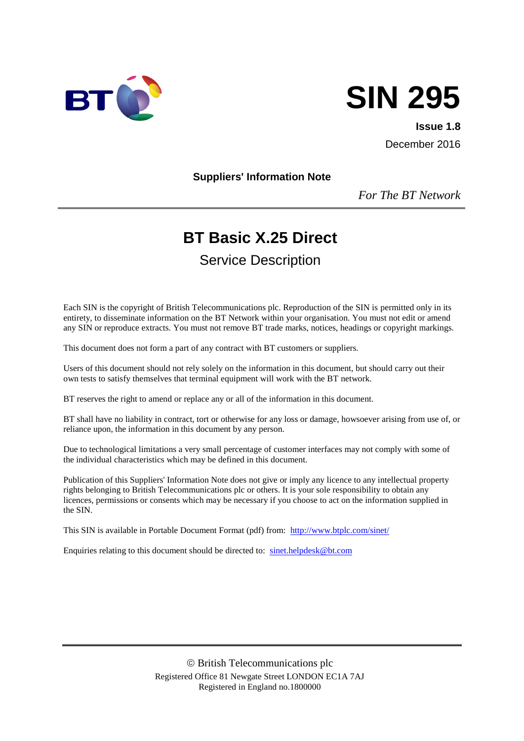# SIN 295

**Issue 1.8**

December 2016

**Suppliers' Information Note**

*For The BT Network*

---

## BT Basic X.25 Direct

### Service Description

Each SIN is the copyright of British Telecommunications plc. Reproduction of the SIN is permitted only in its entirety, to disseminate information on the BT Network within your organisation. You must not edit or amend any SIN or reproduce extracts. You must not remove BT trade marks, notices, headings or copyright markings.

This document does not form a part of any contract with BT customers or suppliers.

Users of this document should not rely solely on the information in this document, but should carry out their own tests to satisfy themselves that terminal equipment will work with the BT network.

BT reserves the right to amend or replace any or all of the information in this document.

BT shall have no liability in contract, tort or otherwise for any loss or damage, howsoever arising from use of, or reliance upon, the information in this document by any person.

Due to technological limitations a very small percentage of customer interfaces may not comply with some of the individual characteristics which may be defined in this document.

Publication of this Suppliers' Information Note does not give or imply any licence to any intellectual property rights belonging to British Telecommunications plc or others. It is your sole responsibility to obtain any licences, permissions or consents which may be necessary if you choose to act on the information supplied in the SIN.

This SIN is available in Portable Document Format (pdf) from: http://www.btplc.com/sinet/

Enquiries relating to this document should be directed to: sinet.helpdesk@bt.com

---

© British Telecommunications plc
Registered Office 81 Newgate Street LONDON EC1A 7AJ
Registered in England no.1800000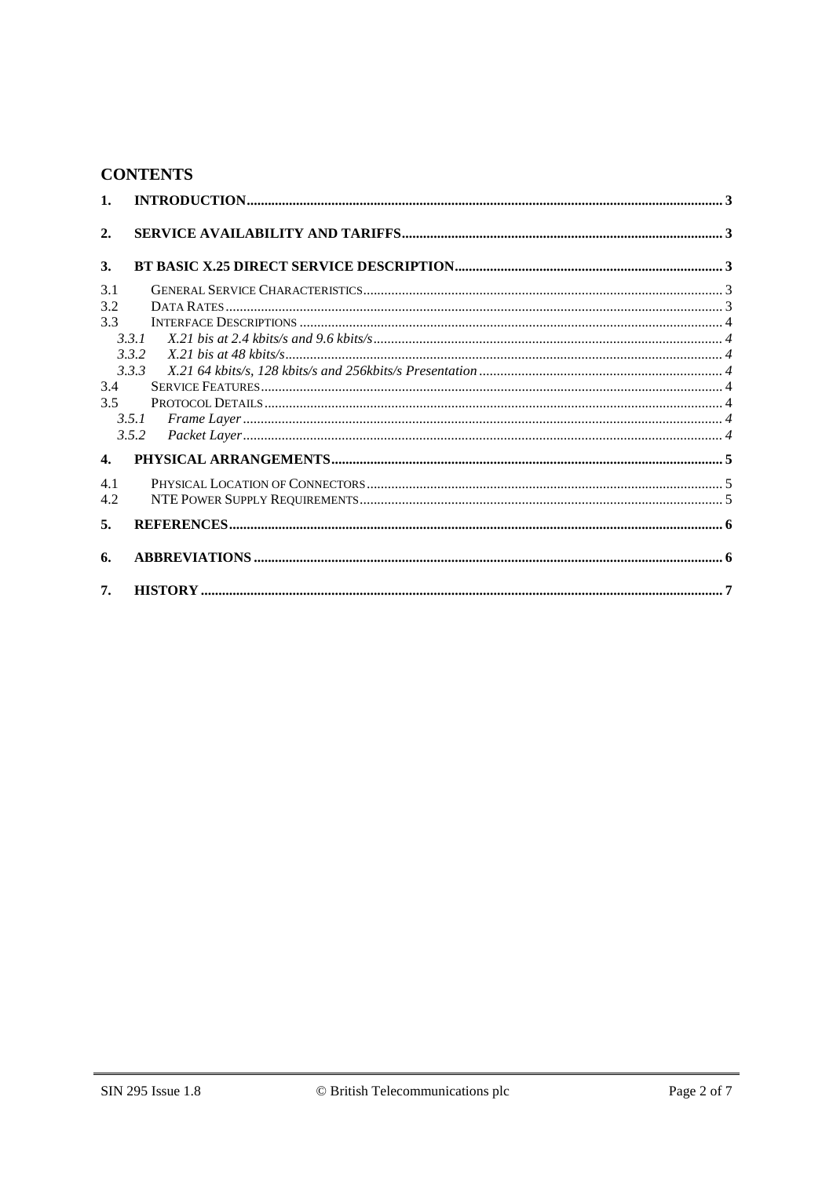## CONTENTS

1. **INTRODUCTION** .......... 3
2. **SERVICE AVAILABILITY AND TARIFFS** .......... 3
3. **BT BASIC X.25 DIRECT SERVICE DESCRIPTION** .......... 3
   - 3.1 GENERAL SERVICE CHARACTERISTICS .......... 3
   - 3.2 DATA RATES .......... 3
   - 3.3 INTERFACE DESCRIPTIONS .......... 4
     - *3.3.1 X.21 bis at 2.4 kbits/s and 9.6 kbits/s* .......... 4
     - *3.3.2 X.21 bis at 48 kbits/s* .......... 4
     - *3.3.3 X.21 64 kbits/s, 128 kbits/s and 256kbits/s Presentation* .......... 4
   - 3.4 SERVICE FEATURES .......... 4
   - 3.5 PROTOCOL DETAILS .......... 4
     - *3.5.1 Frame Layer* .......... 4
     - *3.5.2 Packet Layer* .......... 4
4. **PHYSICAL ARRANGEMENTS** .......... 5
   - 4.1 PHYSICAL LOCATION OF CONNECTORS .......... 5
   - 4.2 NTE POWER SUPPLY REQUIREMENTS .......... 5
5. **REFERENCES** .......... 6
6. **ABBREVIATIONS** .......... 6
7. **HISTORY** .......... 7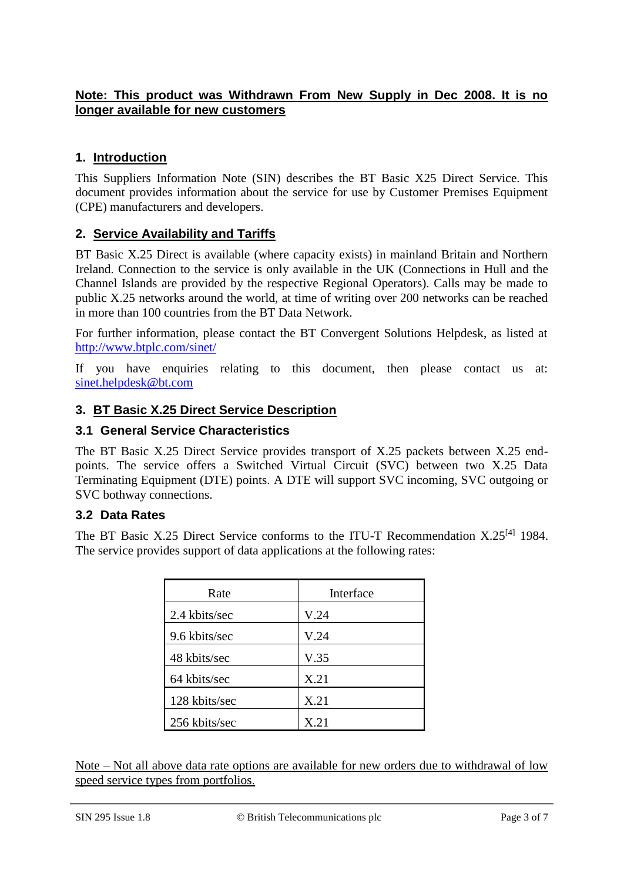**Note: This product was Withdrawn From New Supply in Dec 2008. It is no longer available for new customers**

## 1. Introduction

This Suppliers Information Note (SIN) describes the BT Basic X25 Direct Service. This document provides information about the service for use by Customer Premises Equipment (CPE) manufacturers and developers.

## 2. Service Availability and Tariffs

BT Basic X.25 Direct is available (where capacity exists) in mainland Britain and Northern Ireland. Connection to the service is only available in the UK (Connections in Hull and the Channel Islands are provided by the respective Regional Operators). Calls may be made to public X.25 networks around the world, at time of writing over 200 networks can be reached in more than 100 countries from the BT Data Network.

For further information, please contact the BT Convergent Solutions Helpdesk, as listed at http://www.btplc.com/sinet/

If you have enquiries relating to this document, then please contact us at: sinet.helpdesk@bt.com

## 3. BT Basic X.25 Direct Service Description

### 3.1 General Service Characteristics

The BT Basic X.25 Direct Service provides transport of X.25 packets between X.25 end-points. The service offers a Switched Virtual Circuit (SVC) between two X.25 Data Terminating Equipment (DTE) points. A DTE will support SVC incoming, SVC outgoing or SVC bothway connections.

### 3.2 Data Rates

The BT Basic X.25 Direct Service conforms to the ITU-T Recommendation X.25[4] 1984. The service provides support of data applications at the following rates:

| Rate | Interface |
|---|---|
| 2.4 kbits/sec | V.24 |
| 9.6 kbits/sec | V.24 |
| 48 kbits/sec | V.35 |
| 64 kbits/sec | X.21 |
| 128 kbits/sec | X.21 |
| 256 kbits/sec | X.21 |

Note – Not all above data rate options are available for new orders due to withdrawal of low speed service types from portfolios.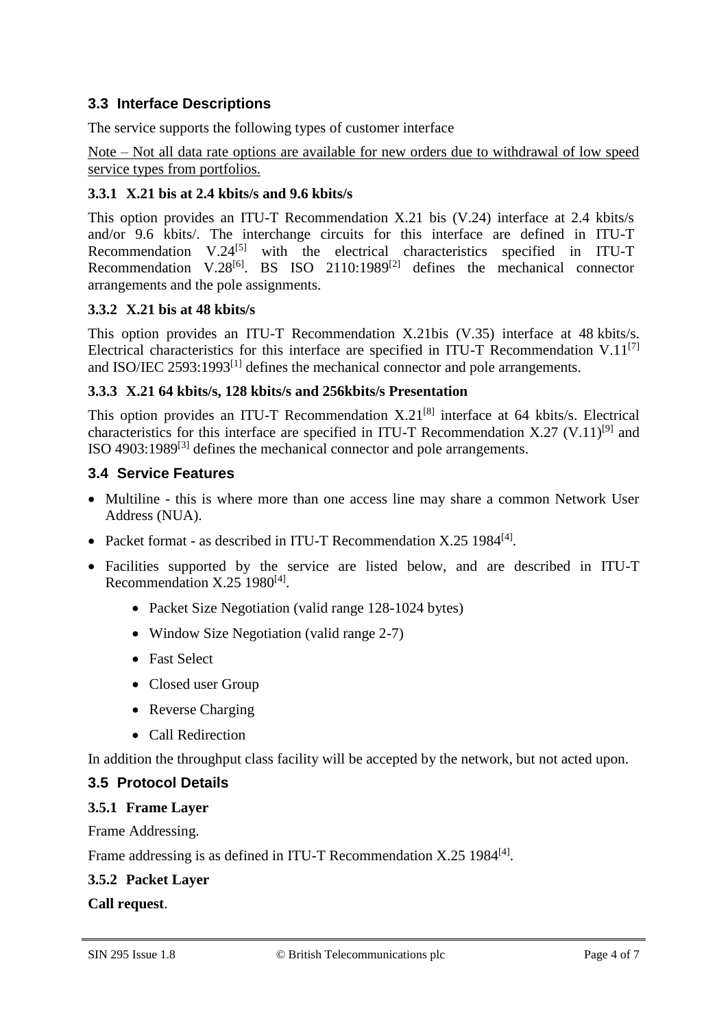## 3.3 Interface Descriptions

The service supports the following types of customer interface

Note – Not all data rate options are available for new orders due to withdrawal of low speed service types from portfolios.

### 3.3.1 X.21 bis at 2.4 kbits/s and 9.6 kbits/s

This option provides an ITU-T Recommendation X.21 bis (V.24) interface at 2.4 kbits/s and/or 9.6 kbits/. The interchange circuits for this interface are defined in ITU-T Recommendation V.24[5] with the electrical characteristics specified in ITU-T Recommendation V.28[6]. BS ISO 2110:1989[2] defines the mechanical connector arrangements and the pole assignments.

### 3.3.2 X.21 bis at 48 kbits/s

This option provides an ITU-T Recommendation X.21bis (V.35) interface at 48 kbits/s. Electrical characteristics for this interface are specified in ITU-T Recommendation V.11[7] and ISO/IEC 2593:1993[1] defines the mechanical connector and pole arrangements.

### 3.3.3 X.21 64 kbits/s, 128 kbits/s and 256kbits/s Presentation

This option provides an ITU-T Recommendation X.21[8] interface at 64 kbits/s. Electrical characteristics for this interface are specified in ITU-T Recommendation X.27 (V.11)[9] and ISO 4903:1989[3] defines the mechanical connector and pole arrangements.

## 3.4 Service Features

- Multiline - this is where more than one access line may share a common Network User Address (NUA).
- Packet format - as described in ITU-T Recommendation X.25 1984[4].
- Facilities supported by the service are listed below, and are described in ITU-T Recommendation X.25 1980[4].
  - Packet Size Negotiation (valid range 128-1024 bytes)
  - Window Size Negotiation (valid range 2-7)
  - Fast Select
  - Closed user Group
  - Reverse Charging
  - Call Redirection

In addition the throughput class facility will be accepted by the network, but not acted upon.

## 3.5 Protocol Details

### 3.5.1 Frame Layer

Frame Addressing.

Frame addressing is as defined in ITU-T Recommendation X.25 1984[4].

### 3.5.2 Packet Layer

**Call request**.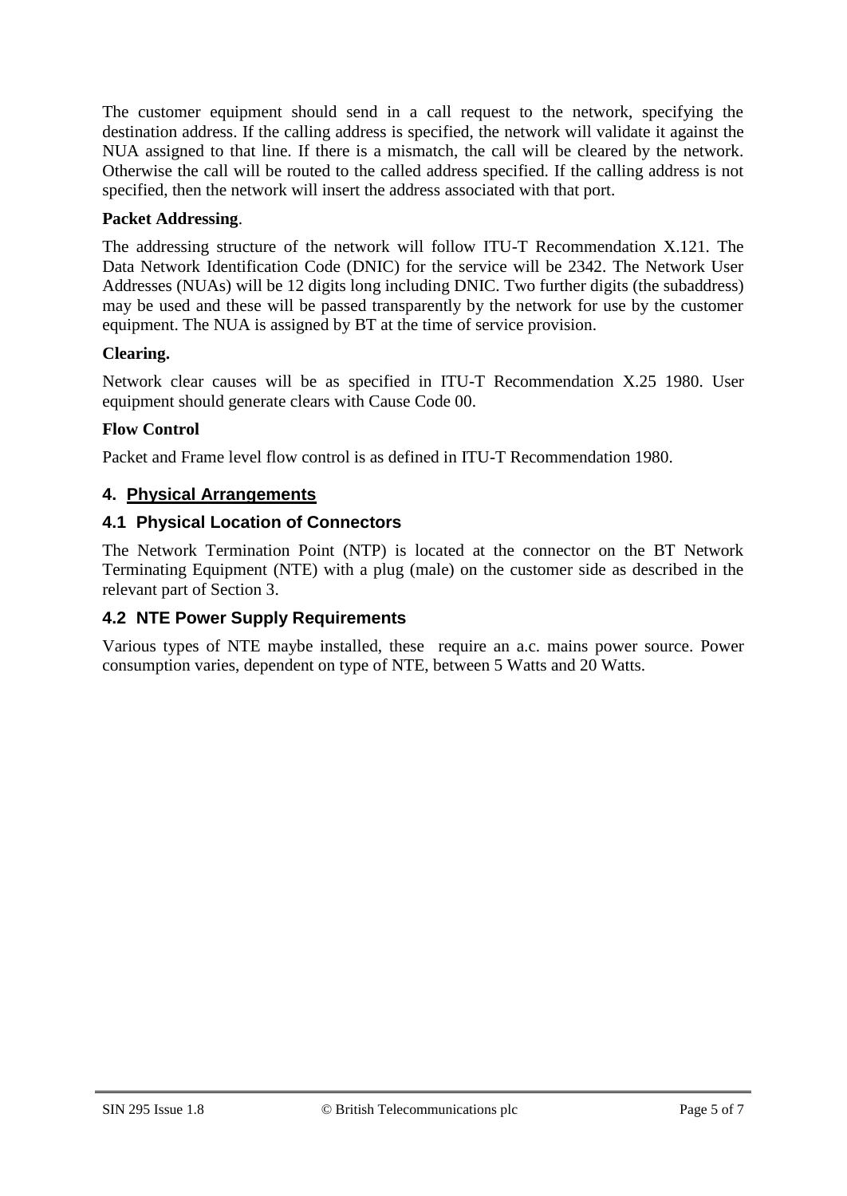The customer equipment should send in a call request to the network, specifying the destination address. If the calling address is specified, the network will validate it against the NUA assigned to that line. If there is a mismatch, the call will be cleared by the network. Otherwise the call will be routed to the called address specified. If the calling address is not specified, then the network will insert the address associated with that port.

**Packet Addressing**.

The addressing structure of the network will follow ITU-T Recommendation X.121. The Data Network Identification Code (DNIC) for the service will be 2342. The Network User Addresses (NUAs) will be 12 digits long including DNIC. Two further digits (the subaddress) may be used and these will be passed transparently by the network for use by the customer equipment. The NUA is assigned by BT at the time of service provision.

**Clearing.**

Network clear causes will be as specified in ITU-T Recommendation X.25 1980. User equipment should generate clears with Cause Code 00.

**Flow Control**

Packet and Frame level flow control is as defined in ITU-T Recommendation 1980.

## 4. Physical Arrangements

### 4.1 Physical Location of Connectors

The Network Termination Point (NTP) is located at the connector on the BT Network Terminating Equipment (NTE) with a plug (male) on the customer side as described in the relevant part of Section 3.

### 4.2 NTE Power Supply Requirements

Various types of NTE maybe installed, these require an a.c. mains power source. Power consumption varies, dependent on type of NTE, between 5 Watts and 20 Watts.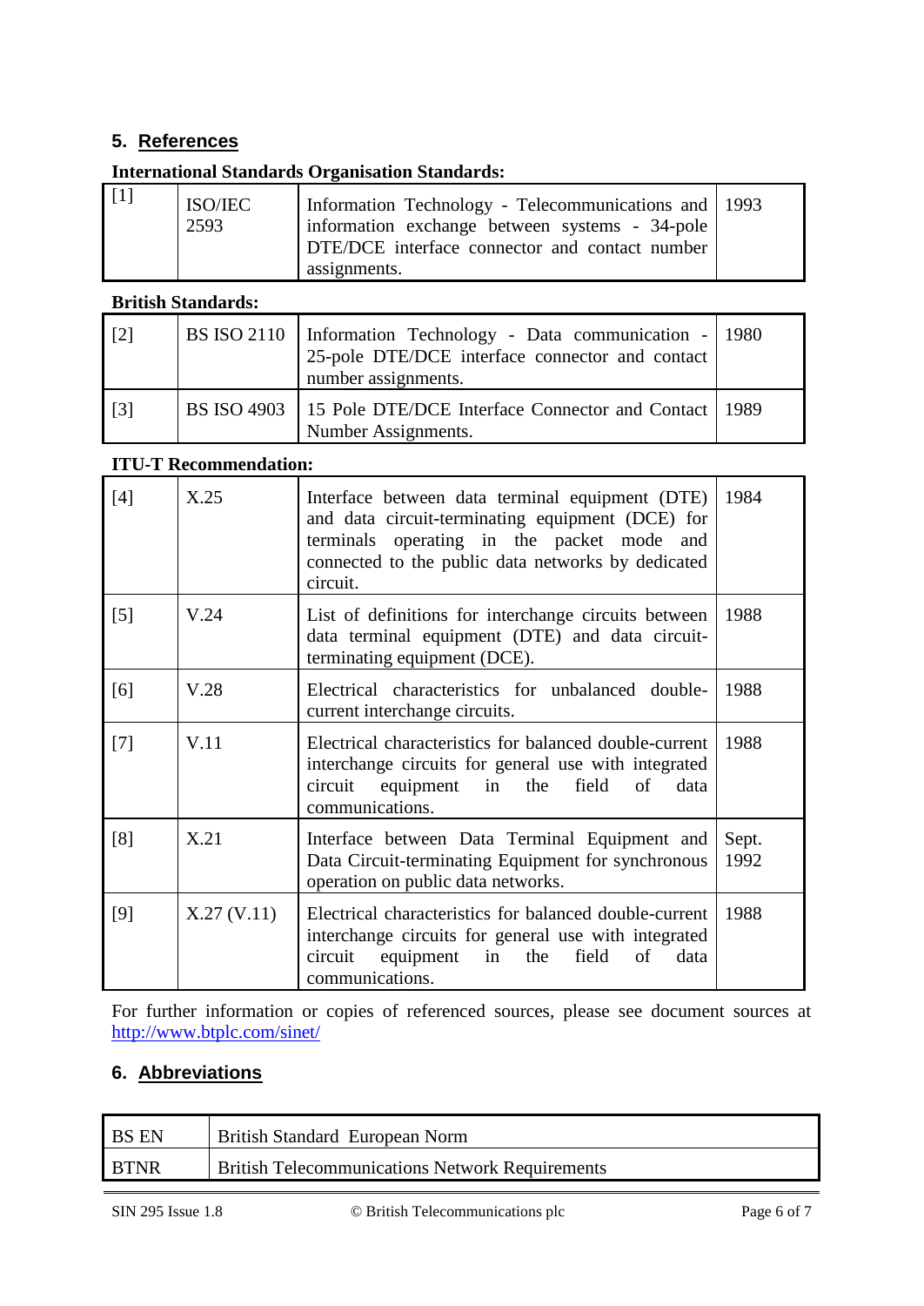## 5. References

**International Standards Organisation Standards:**

| | | | |
|---|---|---|---|
| [1] | ISO/IEC 2593 | Information Technology - Telecommunications and information exchange between systems - 34-pole DTE/DCE interface connector and contact number assignments. | 1993 |

**British Standards:**

| | | | |
|---|---|---|---|
| [2] | BS ISO 2110 | Information Technology - Data communication - 25-pole DTE/DCE interface connector and contact number assignments. | 1980 |
| [3] | BS ISO 4903 | 15 Pole DTE/DCE Interface Connector and Contact Number Assignments. | 1989 |

**ITU-T Recommendation:**

| | | | |
|---|---|---|---|
| [4] | X.25 | Interface between data terminal equipment (DTE) and data circuit-terminating equipment (DCE) for terminals operating in the packet mode and connected to the public data networks by dedicated circuit. | 1984 |
| [5] | V.24 | List of definitions for interchange circuits between data terminal equipment (DTE) and data circuit-terminating equipment (DCE). | 1988 |
| [6] | V.28 | Electrical characteristics for unbalanced double-current interchange circuits. | 1988 |
| [7] | V.11 | Electrical characteristics for balanced double-current interchange circuits for general use with integrated circuit equipment in the field of data communications. | 1988 |
| [8] | X.21 | Interface between Data Terminal Equipment and Data Circuit-terminating Equipment for synchronous operation on public data networks. | Sept. 1992 |
| [9] | X.27 (V.11) | Electrical characteristics for balanced double-current interchange circuits for general use with integrated circuit equipment in the field of data communications. | 1988 |

For further information or copies of referenced sources, please see document sources at http://www.btplc.com/sinet/

## 6. Abbreviations

| | |
|---|---|
| BS EN | British Standard European Norm |
| BTNR | British Telecommunications Network Requirements |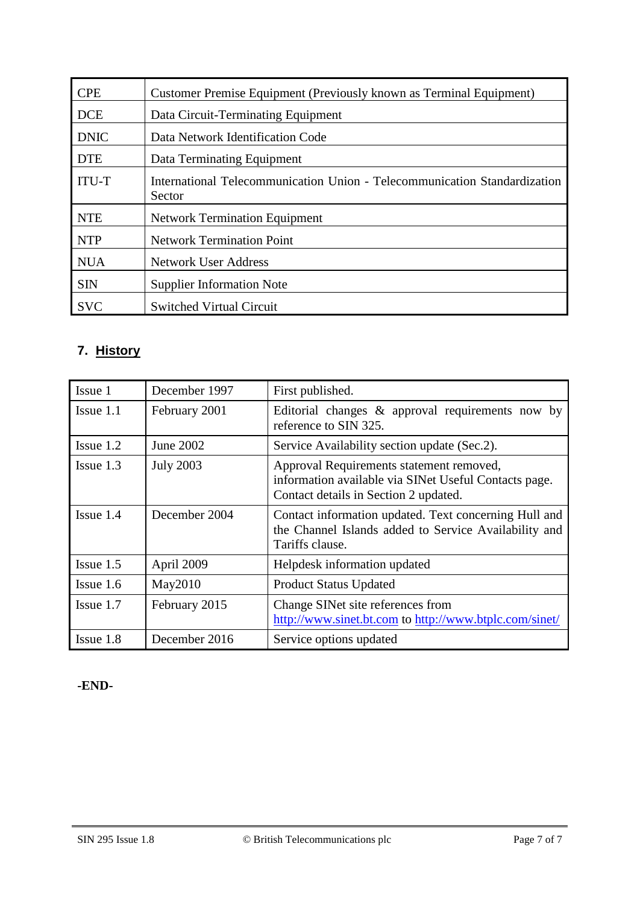| | |
|---|---|
| CPE | Customer Premise Equipment (Previously known as Terminal Equipment) |
| DCE | Data Circuit-Terminating Equipment |
| DNIC | Data Network Identification Code |
| DTE | Data Terminating Equipment |
| ITU-T | International Telecommunication Union - Telecommunication Standardization Sector |
| NTE | Network Termination Equipment |
| NTP | Network Termination Point |
| NUA | Network User Address |
| SIN | Supplier Information Note |
| SVC | Switched Virtual Circuit |

## 7. History

| | | |
|---|---|---|
| Issue 1 | December 1997 | First published. |
| Issue 1.1 | February 2001 | Editorial changes & approval requirements now by reference to SIN 325. |
| Issue 1.2 | June 2002 | Service Availability section update (Sec.2). |
| Issue 1.3 | July 2003 | Approval Requirements statement removed, information available via SINet Useful Contacts page. Contact details in Section 2 updated. |
| Issue 1.4 | December 2004 | Contact information updated. Text concerning Hull and the Channel Islands added to Service Availability and Tariffs clause. |
| Issue 1.5 | April 2009 | Helpdesk information updated |
| Issue 1.6 | May2010 | Product Status Updated |
| Issue 1.7 | February 2015 | Change SINet site references from http://www.sinet.bt.com to http://www.btplc.com/sinet/ |
| Issue 1.8 | December 2016 | Service options updated |

**-END-**